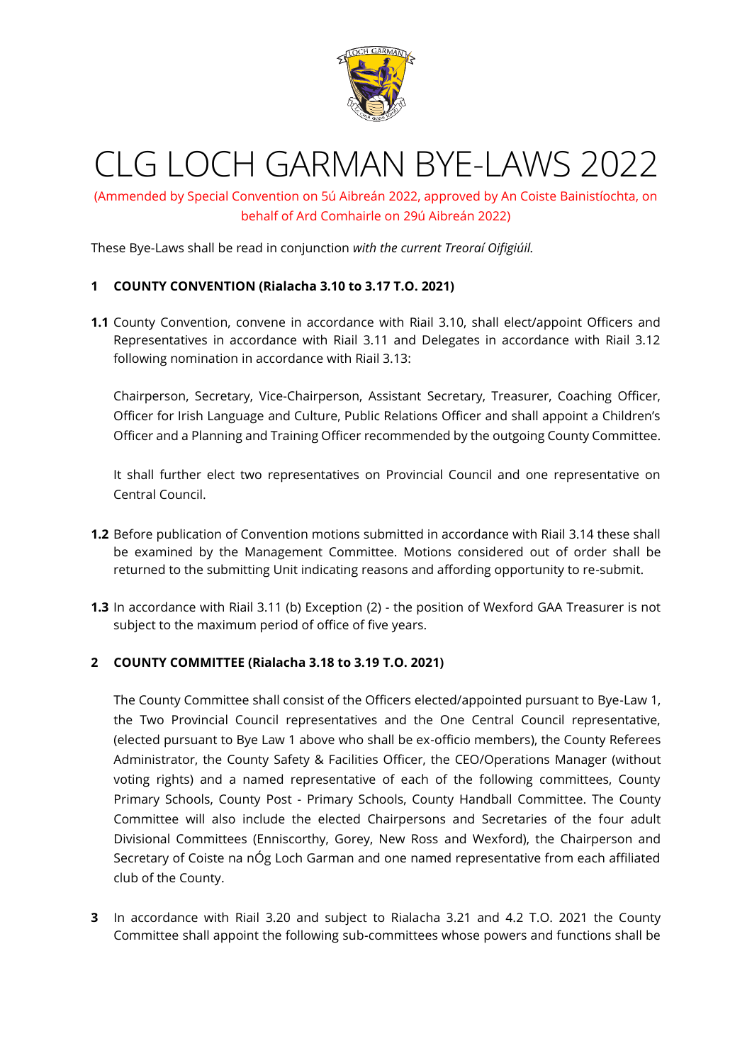# CLG LOCH GARMAN BYE-LAWS 2022

(Ammended by Special Convention on 5ú Aibreán 2022, approved by An Coiste Bainistíochta, on behalf of Ard Comhairle on 29ú Aibreán 2022)

These Bye-Laws shall be read in conjunction *with the current Treoraí Oifigiúil.*

**1 COUNTY CONVENTION (Rialacha 3.10 to 3.17 T.O. 2021)**

**1.1** County Convention, convene in accordance with Riail 3.10, shall elect/appoint Officers and Representatives in accordance with Riail 3.11 and Delegates in accordance with Riail 3.12 following nomination in accordance with Riail 3.13:

Chairperson, Secretary, Vice-Chairperson, Assistant Secretary, Treasurer, Coaching Officer, Officer for Irish Language and Culture, Public Relations Officer and shall appoint a Children's Officer and a Planning and Training Officer recommended by the outgoing County Committee.

It shall further elect two representatives on Provincial Council and one representative on Central Council.

**1.2** Before publication of Convention motions submitted in accordance with Riail 3.14 these shall be examined by the Management Committee. Motions considered out of order shall be returned to the submitting Unit indicating reasons and affording opportunity to re-submit.

**1.3** In accordance with Riail 3.11 (b) Exception (2) - the position of Wexford GAA Treasurer is not subject to the maximum period of office of five years.

**2 COUNTY COMMITTEE (Rialacha 3.18 to 3.19 T.O. 2021)**

The County Committee shall consist of the Officers elected/appointed pursuant to Bye-Law 1, the Two Provincial Council representatives and the One Central Council representative, (elected pursuant to Bye Law 1 above who shall be ex-officio members), the County Referees Administrator, the County Safety & Facilities Officer, the CEO/Operations Manager (without voting rights) and a named representative of each of the following committees, County Primary Schools, County Post - Primary Schools, County Handball Committee. The County Committee will also include the elected Chairpersons and Secretaries of the four adult Divisional Committees (Enniscorthy, Gorey, New Ross and Wexford), the Chairperson and Secretary of Coiste na nÓg Loch Garman and one named representative from each affiliated club of the County.

**3** In accordance with Riail 3.20 and subject to Rialacha 3.21 and 4.2 T.O. 2021 the County Committee shall appoint the following sub-committees whose powers and functions shall be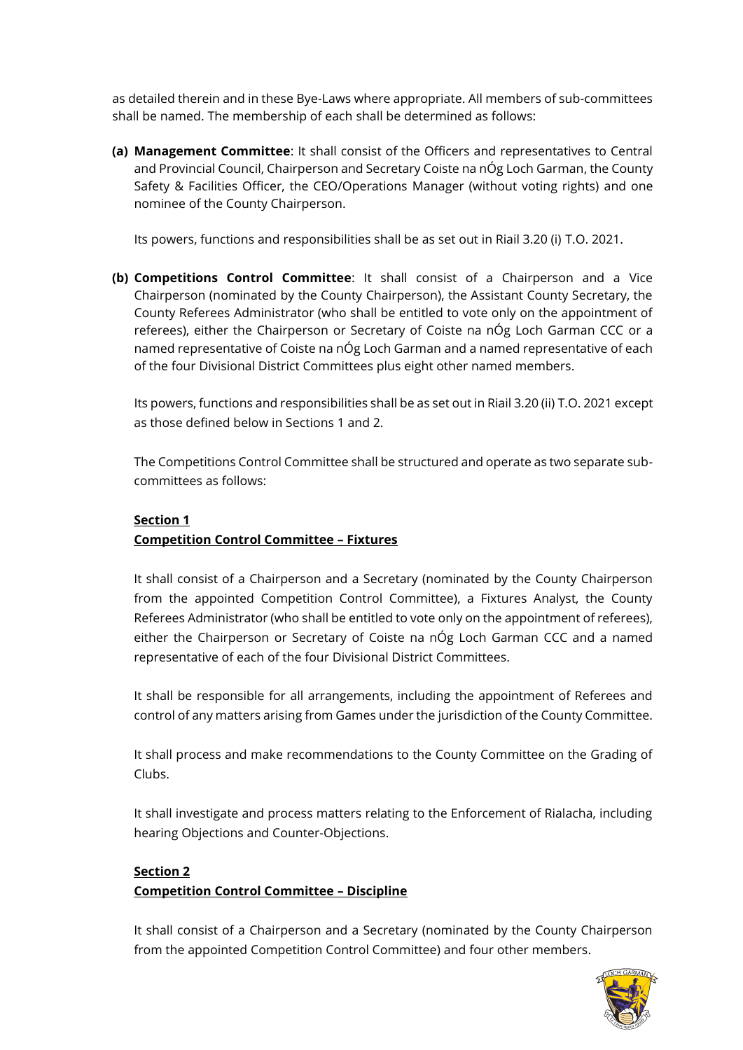as detailed therein and in these Bye-Laws where appropriate. All members of sub-committees shall be named. The membership of each shall be determined as follows:

**(a) Management Committee**: It shall consist of the Officers and representatives to Central and Provincial Council, Chairperson and Secretary Coiste na nÓg Loch Garman, the County Safety & Facilities Officer, the CEO/Operations Manager (without voting rights) and one nominee of the County Chairperson.

Its powers, functions and responsibilities shall be as set out in Riail 3.20 (i) T.O. 2021.

**(b) Competitions Control Committee**: It shall consist of a Chairperson and a Vice Chairperson (nominated by the County Chairperson), the Assistant County Secretary, the County Referees Administrator (who shall be entitled to vote only on the appointment of referees), either the Chairperson or Secretary of Coiste na nÓg Loch Garman CCC or a named representative of Coiste na nÓg Loch Garman and a named representative of each of the four Divisional District Committees plus eight other named members.

Its powers, functions and responsibilities shall be as set out in Riail 3.20 (ii) T.O. 2021 except as those defined below in Sections 1 and 2.

The Competitions Control Committee shall be structured and operate as two separate sub-committees as follows:

**Section 1**
**Competition Control Committee – Fixtures**

It shall consist of a Chairperson and a Secretary (nominated by the County Chairperson from the appointed Competition Control Committee), a Fixtures Analyst, the County Referees Administrator (who shall be entitled to vote only on the appointment of referees), either the Chairperson or Secretary of Coiste na nÓg Loch Garman CCC and a named representative of each of the four Divisional District Committees.

It shall be responsible for all arrangements, including the appointment of Referees and control of any matters arising from Games under the jurisdiction of the County Committee.

It shall process and make recommendations to the County Committee on the Grading of Clubs.

It shall investigate and process matters relating to the Enforcement of Rialacha, including hearing Objections and Counter-Objections.

**Section 2**
**Competition Control Committee – Discipline**

It shall consist of a Chairperson and a Secretary (nominated by the County Chairperson from the appointed Competition Control Committee) and four other members.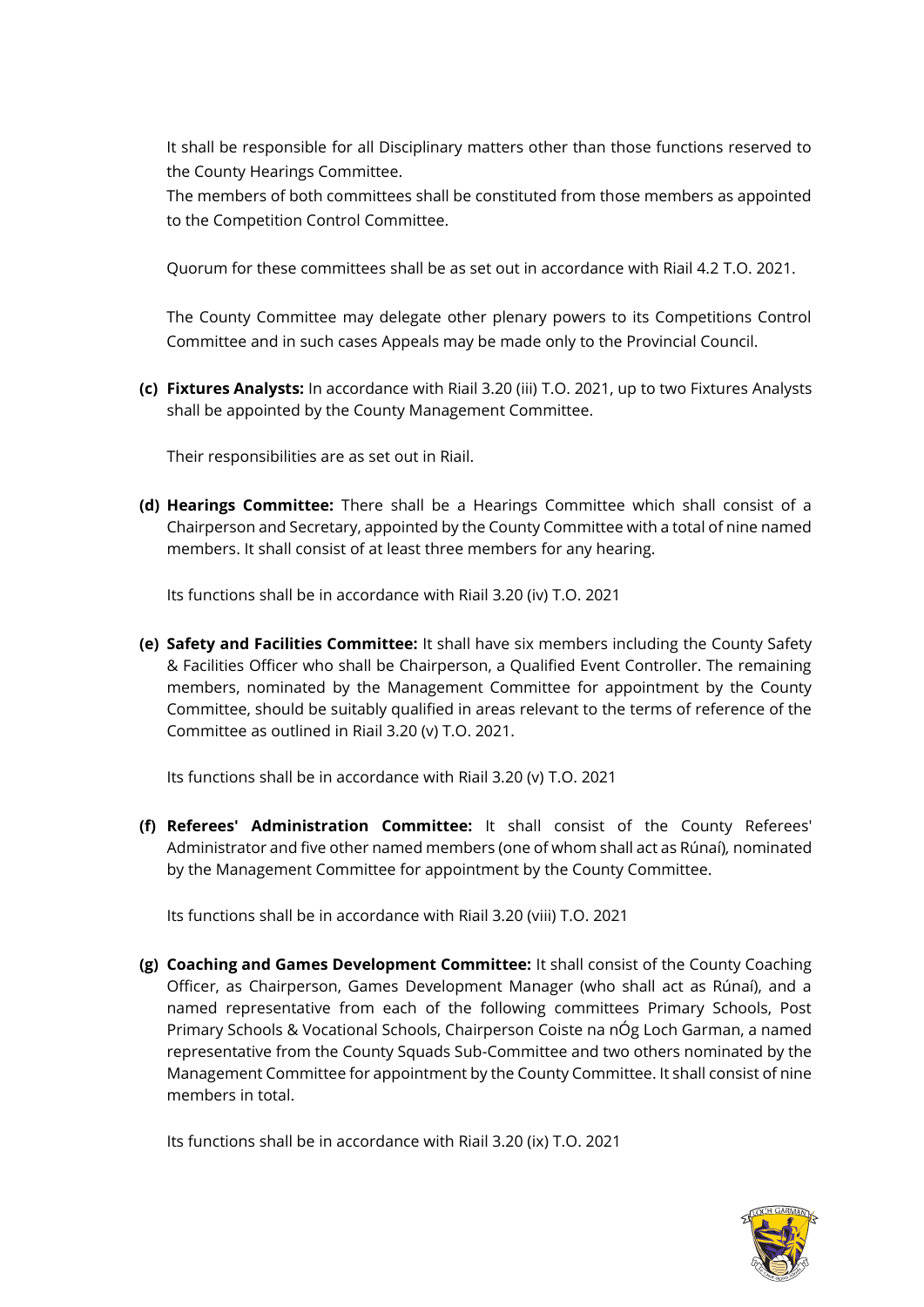It shall be responsible for all Disciplinary matters other than those functions reserved to the County Hearings Committee.
The members of both committees shall be constituted from those members as appointed to the Competition Control Committee.

Quorum for these committees shall be as set out in accordance with Riail 4.2 T.O. 2021.

The County Committee may delegate other plenary powers to its Competitions Control Committee and in such cases Appeals may be made only to the Provincial Council.

**(c) Fixtures Analysts:** In accordance with Riail 3.20 (iii) T.O. 2021, up to two Fixtures Analysts shall be appointed by the County Management Committee.

Their responsibilities are as set out in Riail.

**(d) Hearings Committee:** There shall be a Hearings Committee which shall consist of a Chairperson and Secretary, appointed by the County Committee with a total of nine named members. It shall consist of at least three members for any hearing.

Its functions shall be in accordance with Riail 3.20 (iv) T.O. 2021

**(e) Safety and Facilities Committee:** It shall have six members including the County Safety & Facilities Officer who shall be Chairperson, a Qualified Event Controller. The remaining members, nominated by the Management Committee for appointment by the County Committee, should be suitably qualified in areas relevant to the terms of reference of the Committee as outlined in Riail 3.20 (v) T.O. 2021.

Its functions shall be in accordance with Riail 3.20 (v) T.O. 2021

**(f) Referees' Administration Committee:** It shall consist of the County Referees' Administrator and five other named members (one of whom shall act as Rúnaí), nominated by the Management Committee for appointment by the County Committee.

Its functions shall be in accordance with Riail 3.20 (viii) T.O. 2021

**(g) Coaching and Games Development Committee:** It shall consist of the County Coaching Officer, as Chairperson, Games Development Manager (who shall act as Rúnaí), and a named representative from each of the following committees Primary Schools, Post Primary Schools & Vocational Schools, Chairperson Coiste na nÓg Loch Garman, a named representative from the County Squads Sub-Committee and two others nominated by the Management Committee for appointment by the County Committee. It shall consist of nine members in total.

Its functions shall be in accordance with Riail 3.20 (ix) T.O. 2021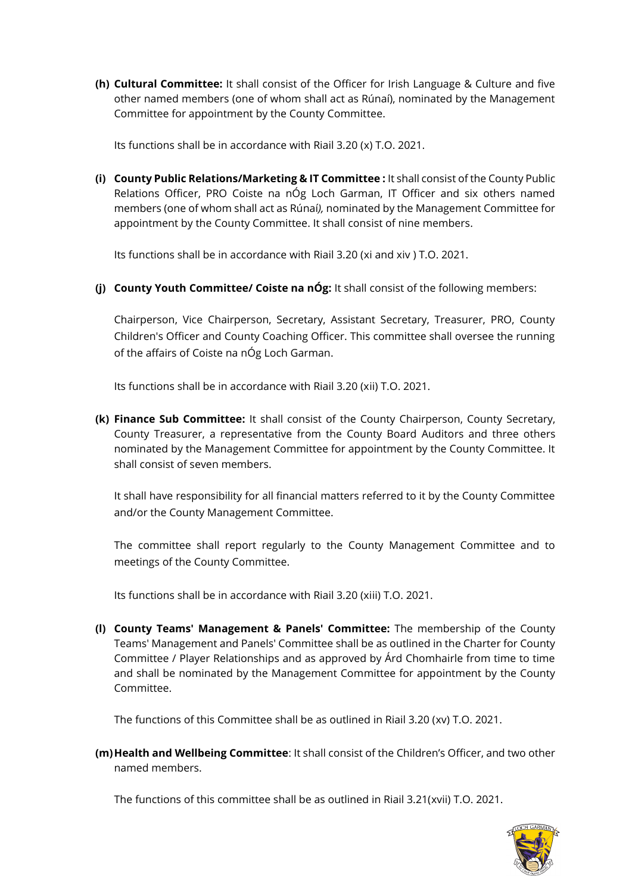**(h) Cultural Committee:** It shall consist of the Officer for Irish Language & Culture and five other named members (one of whom shall act as Rúnaí), nominated by the Management Committee for appointment by the County Committee.

Its functions shall be in accordance with Riail 3.20 (x) T.O. 2021.

**(i) County Public Relations/Marketing & IT Committee :** It shall consist of the County Public Relations Officer, PRO Coiste na nÓg Loch Garman, IT Officer and six others named members (one of whom shall act as Rúna*í),* nominated by the Management Committee for appointment by the County Committee. It shall consist of nine members.

Its functions shall be in accordance with Riail 3.20 (xi and xiv ) T.O. 2021.

**(j) County Youth Committee/ Coiste na nÓg:** It shall consist of the following members:

Chairperson, Vice Chairperson, Secretary, Assistant Secretary, Treasurer, PRO, County Children's Officer and County Coaching Officer. This committee shall oversee the running of the affairs of Coiste na nÓg Loch Garman.

Its functions shall be in accordance with Riail 3.20 (xii) T.O. 2021.

**(k) Finance Sub Committee:** It shall consist of the County Chairperson, County Secretary, County Treasurer, a representative from the County Board Auditors and three others nominated by the Management Committee for appointment by the County Committee. It shall consist of seven members.

It shall have responsibility for all financial matters referred to it by the County Committee and/or the County Management Committee.

The committee shall report regularly to the County Management Committee and to meetings of the County Committee.

Its functions shall be in accordance with Riail 3.20 (xiii) T.O. 2021.

**(l) County Teams' Management & Panels' Committee:** The membership of the County Teams' Management and Panels' Committee shall be as outlined in the Charter for County Committee / Player Relationships and as approved by Árd Chomhairle from time to time and shall be nominated by the Management Committee for appointment by the County Committee.

The functions of this Committee shall be as outlined in Riail 3.20 (xv) T.O. 2021.

**(m) Health and Wellbeing Committee**: It shall consist of the Children's Officer, and two other named members.

The functions of this committee shall be as outlined in Riail 3.21(xvii) T.O. 2021.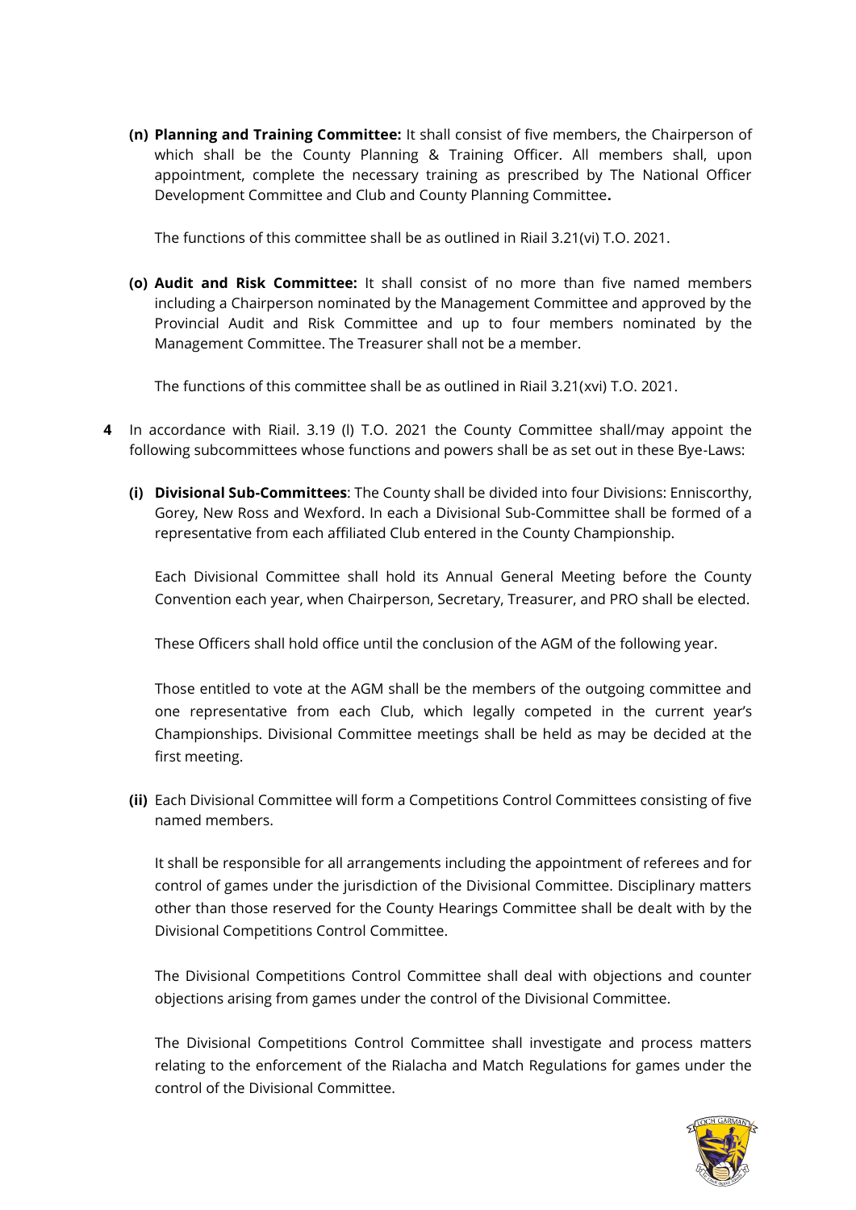**(n) Planning and Training Committee:** It shall consist of five members, the Chairperson of which shall be the County Planning & Training Officer. All members shall, upon appointment, complete the necessary training as prescribed by The National Officer Development Committee and Club and County Planning Committee**.**

The functions of this committee shall be as outlined in Riail 3.21(vi) T.O. 2021.

**(o) Audit and Risk Committee:** It shall consist of no more than five named members including a Chairperson nominated by the Management Committee and approved by the Provincial Audit and Risk Committee and up to four members nominated by the Management Committee. The Treasurer shall not be a member.

The functions of this committee shall be as outlined in Riail 3.21(xvi) T.O. 2021.

**4** In accordance with Riail. 3.19 (l) T.O. 2021 the County Committee shall/may appoint the following subcommittees whose functions and powers shall be as set out in these Bye-Laws:

**(i) Divisional Sub-Committees**: The County shall be divided into four Divisions: Enniscorthy, Gorey, New Ross and Wexford. In each a Divisional Sub-Committee shall be formed of a representative from each affiliated Club entered in the County Championship.

Each Divisional Committee shall hold its Annual General Meeting before the County Convention each year, when Chairperson, Secretary, Treasurer, and PRO shall be elected.

These Officers shall hold office until the conclusion of the AGM of the following year.

Those entitled to vote at the AGM shall be the members of the outgoing committee and one representative from each Club, which legally competed in the current year's Championships. Divisional Committee meetings shall be held as may be decided at the first meeting.

**(ii)** Each Divisional Committee will form a Competitions Control Committees consisting of five named members.

It shall be responsible for all arrangements including the appointment of referees and for control of games under the jurisdiction of the Divisional Committee. Disciplinary matters other than those reserved for the County Hearings Committee shall be dealt with by the Divisional Competitions Control Committee.

The Divisional Competitions Control Committee shall deal with objections and counter objections arising from games under the control of the Divisional Committee.

The Divisional Competitions Control Committee shall investigate and process matters relating to the enforcement of the Rialacha and Match Regulations for games under the control of the Divisional Committee.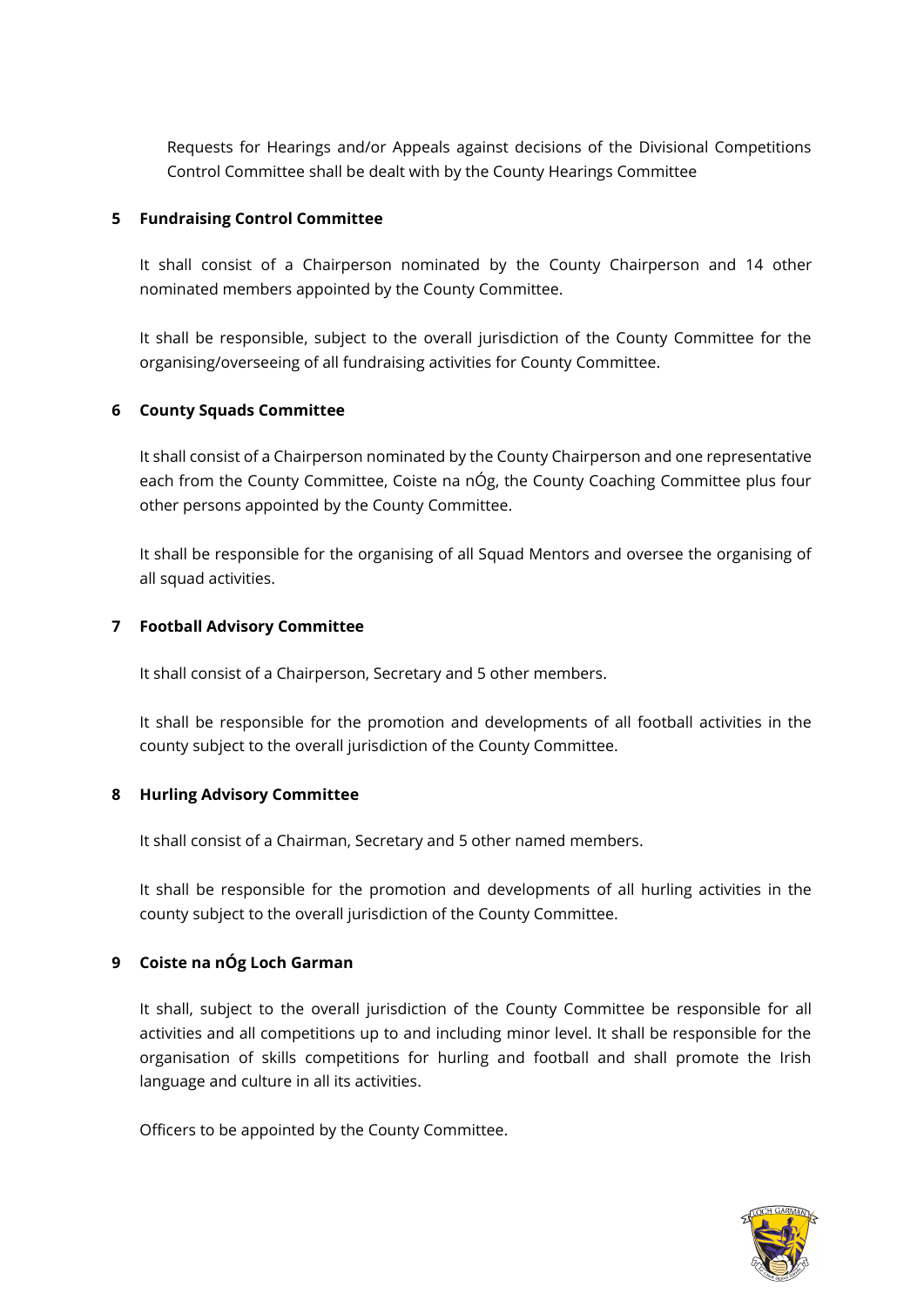Requests for Hearings and/or Appeals against decisions of the Divisional Competitions Control Committee shall be dealt with by the County Hearings Committee

**5 Fundraising Control Committee**

It shall consist of a Chairperson nominated by the County Chairperson and 14 other nominated members appointed by the County Committee.

It shall be responsible, subject to the overall jurisdiction of the County Committee for the organising/overseeing of all fundraising activities for County Committee.

**6 County Squads Committee**

It shall consist of a Chairperson nominated by the County Chairperson and one representative each from the County Committee, Coiste na nÓg, the County Coaching Committee plus four other persons appointed by the County Committee.

It shall be responsible for the organising of all Squad Mentors and oversee the organising of all squad activities.

**7 Football Advisory Committee**

It shall consist of a Chairperson, Secretary and 5 other members.

It shall be responsible for the promotion and developments of all football activities in the county subject to the overall jurisdiction of the County Committee.

**8 Hurling Advisory Committee**

It shall consist of a Chairman, Secretary and 5 other named members.

It shall be responsible for the promotion and developments of all hurling activities in the county subject to the overall jurisdiction of the County Committee.

**9 Coiste na nÓg Loch Garman**

It shall, subject to the overall jurisdiction of the County Committee be responsible for all activities and all competitions up to and including minor level. It shall be responsible for the organisation of skills competitions for hurling and football and shall promote the Irish language and culture in all its activities.

Officers to be appointed by the County Committee.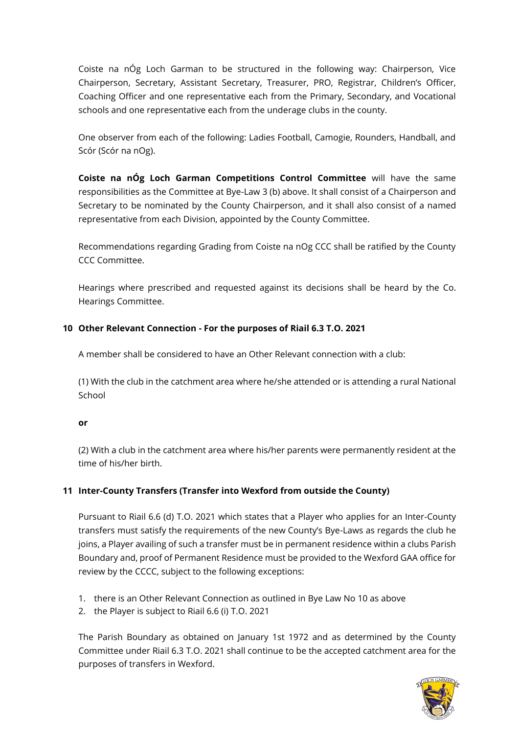Coiste na nÓg Loch Garman to be structured in the following way: Chairperson, Vice Chairperson, Secretary, Assistant Secretary, Treasurer, PRO, Registrar, Children's Officer, Coaching Officer and one representative each from the Primary, Secondary, and Vocational schools and one representative each from the underage clubs in the county.

One observer from each of the following: Ladies Football, Camogie, Rounders, Handball, and Scór (Scór na nOg).

**Coiste na nÓg Loch Garman Competitions Control Committee** will have the same responsibilities as the Committee at Bye-Law 3 (b) above. It shall consist of a Chairperson and Secretary to be nominated by the County Chairperson, and it shall also consist of a named representative from each Division, appointed by the County Committee.

Recommendations regarding Grading from Coiste na nOg CCC shall be ratified by the County CCC Committee.

Hearings where prescribed and requested against its decisions shall be heard by the Co. Hearings Committee.

## 10 Other Relevant Connection - For the purposes of Riail 6.3 T.O. 2021

A member shall be considered to have an Other Relevant connection with a club:

(1) With the club in the catchment area where he/she attended or is attending a rural National School

**or**

(2) With a club in the catchment area where his/her parents were permanently resident at the time of his/her birth.

## 11 Inter-County Transfers (Transfer into Wexford from outside the County)

Pursuant to Riail 6.6 (d) T.O. 2021 which states that a Player who applies for an Inter-County transfers must satisfy the requirements of the new County's Bye-Laws as regards the club he joins, a Player availing of such a transfer must be in permanent residence within a clubs Parish Boundary and, proof of Permanent Residence must be provided to the Wexford GAA office for review by the CCCC, subject to the following exceptions:

1. there is an Other Relevant Connection as outlined in Bye Law No 10 as above
2. the Player is subject to Riail 6.6 (i) T.O. 2021

The Parish Boundary as obtained on January 1st 1972 and as determined by the County Committee under Riail 6.3 T.O. 2021 shall continue to be the accepted catchment area for the purposes of transfers in Wexford.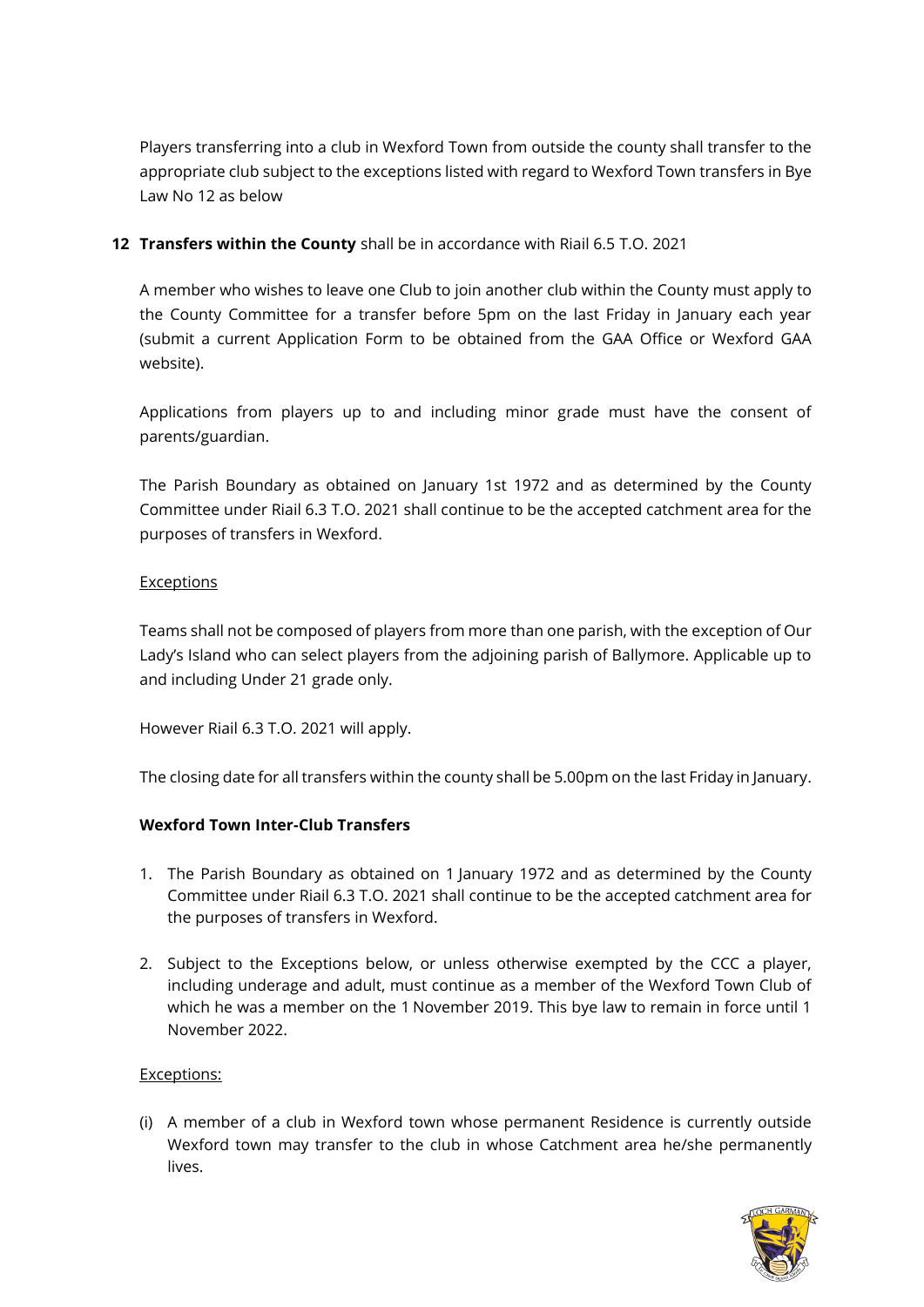Players transferring into a club in Wexford Town from outside the county shall transfer to the appropriate club subject to the exceptions listed with regard to Wexford Town transfers in Bye Law No 12 as below

**12 Transfers within the County** shall be in accordance with Riail 6.5 T.O. 2021

A member who wishes to leave one Club to join another club within the County must apply to the County Committee for a transfer before 5pm on the last Friday in January each year (submit a current Application Form to be obtained from the GAA Office or Wexford GAA website).

Applications from players up to and including minor grade must have the consent of parents/guardian.

The Parish Boundary as obtained on January 1st 1972 and as determined by the County Committee under Riail 6.3 T.O. 2021 shall continue to be the accepted catchment area for the purposes of transfers in Wexford.

Exceptions

Teams shall not be composed of players from more than one parish, with the exception of Our Lady's Island who can select players from the adjoining parish of Ballymore. Applicable up to and including Under 21 grade only.

However Riail 6.3 T.O. 2021 will apply.

The closing date for all transfers within the county shall be 5.00pm on the last Friday in January.

**Wexford Town Inter-Club Transfers**

1. The Parish Boundary as obtained on 1 January 1972 and as determined by the County Committee under Riail 6.3 T.O. 2021 shall continue to be the accepted catchment area for the purposes of transfers in Wexford.

2. Subject to the Exceptions below, or unless otherwise exempted by the CCC a player, including underage and adult, must continue as a member of the Wexford Town Club of which he was a member on the 1 November 2019. This bye law to remain in force until 1 November 2022.

Exceptions:

(i) A member of a club in Wexford town whose permanent Residence is currently outside Wexford town may transfer to the club in whose Catchment area he/she permanently lives.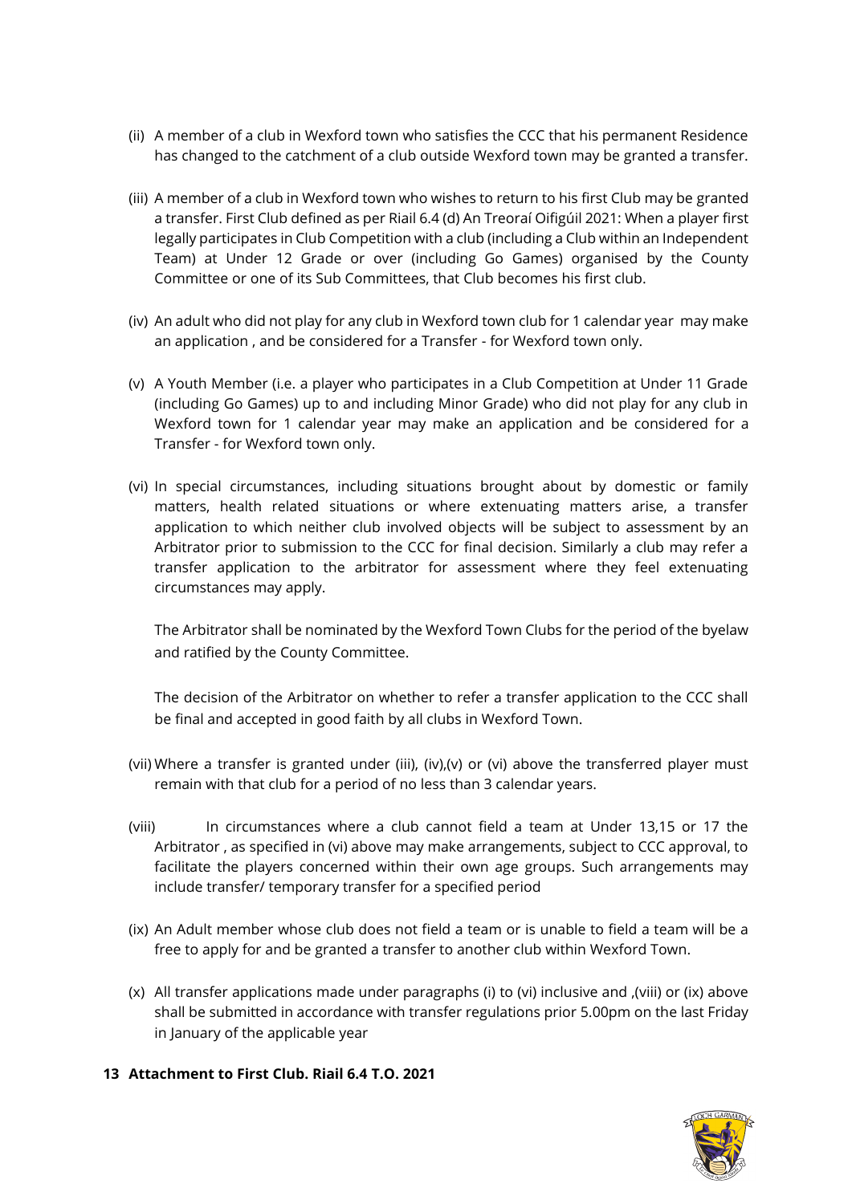(ii) A member of a club in Wexford town who satisfies the CCC that his permanent Residence has changed to the catchment of a club outside Wexford town may be granted a transfer.

(iii) A member of a club in Wexford town who wishes to return to his first Club may be granted a transfer. First Club defined as per Riail 6.4 (d) An Treoraí Oifigúil 2021: When a player first legally participates in Club Competition with a club (including a Club within an Independent Team) at Under 12 Grade or over (including Go Games) organised by the County Committee or one of its Sub Committees, that Club becomes his first club.

(iv) An adult who did not play for any club in Wexford town club for 1 calendar year may make an application , and be considered for a Transfer - for Wexford town only.

(v) A Youth Member (i.e. a player who participates in a Club Competition at Under 11 Grade (including Go Games) up to and including Minor Grade) who did not play for any club in Wexford town for 1 calendar year may make an application and be considered for a Transfer - for Wexford town only.

(vi) In special circumstances, including situations brought about by domestic or family matters, health related situations or where extenuating matters arise, a transfer application to which neither club involved objects will be subject to assessment by an Arbitrator prior to submission to the CCC for final decision. Similarly a club may refer a transfer application to the arbitrator for assessment where they feel extenuating circumstances may apply.

   The Arbitrator shall be nominated by the Wexford Town Clubs for the period of the byelaw and ratified by the County Committee.

   The decision of the Arbitrator on whether to refer a transfer application to the CCC shall be final and accepted in good faith by all clubs in Wexford Town.

(vii) Where a transfer is granted under (iii), (iv),(v) or (vi) above the transferred player must remain with that club for a period of no less than 3 calendar years.

(viii) In circumstances where a club cannot field a team at Under 13,15 or 17 the Arbitrator , as specified in (vi) above may make arrangements, subject to CCC approval, to facilitate the players concerned within their own age groups. Such arrangements may include transfer/ temporary transfer for a specified period

(ix) An Adult member whose club does not field a team or is unable to field a team will be a free to apply for and be granted a transfer to another club within Wexford Town.

(x) All transfer applications made under paragraphs (i) to (vi) inclusive and ,(viii) or (ix) above shall be submitted in accordance with transfer regulations prior 5.00pm on the last Friday in January of the applicable year

**13 Attachment to First Club. Riail 6.4 T.O. 2021**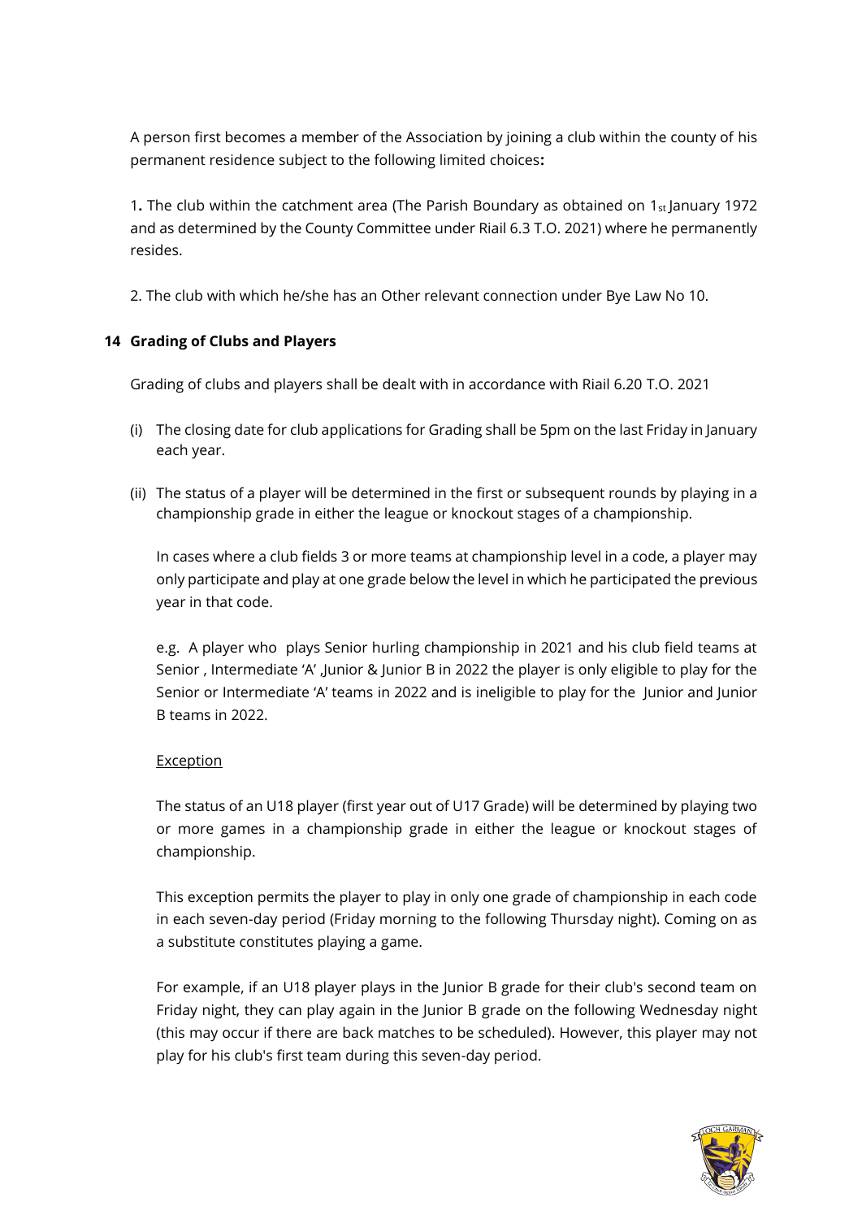A person first becomes a member of the Association by joining a club within the county of his permanent residence subject to the following limited choices**:**

1**.** The club within the catchment area (The Parish Boundary as obtained on 1st January 1972 and as determined by the County Committee under Riail 6.3 T.O. 2021) where he permanently resides.

2. The club with which he/she has an Other relevant connection under Bye Law No 10.

## 14 Grading of Clubs and Players

Grading of clubs and players shall be dealt with in accordance with Riail 6.20 T.O. 2021

(i) The closing date for club applications for Grading shall be 5pm on the last Friday in January each year.

(ii) The status of a player will be determined in the first or subsequent rounds by playing in a championship grade in either the league or knockout stages of a championship.

In cases where a club fields 3 or more teams at championship level in a code, a player may only participate and play at one grade below the level in which he participated the previous year in that code.

e.g. A player who plays Senior hurling championship in 2021 and his club field teams at Senior , Intermediate 'A' ,Junior & Junior B in 2022 the player is only eligible to play for the Senior or Intermediate 'A' teams in 2022 and is ineligible to play for the Junior and Junior B teams in 2022.

<u>Exception</u>

The status of an U18 player (first year out of U17 Grade) will be determined by playing two or more games in a championship grade in either the league or knockout stages of championship.

This exception permits the player to play in only one grade of championship in each code in each seven-day period (Friday morning to the following Thursday night). Coming on as a substitute constitutes playing a game.

For example, if an U18 player plays in the Junior B grade for their club's second team on Friday night, they can play again in the Junior B grade on the following Wednesday night (this may occur if there are back matches to be scheduled). However, this player may not play for his club's first team during this seven-day period.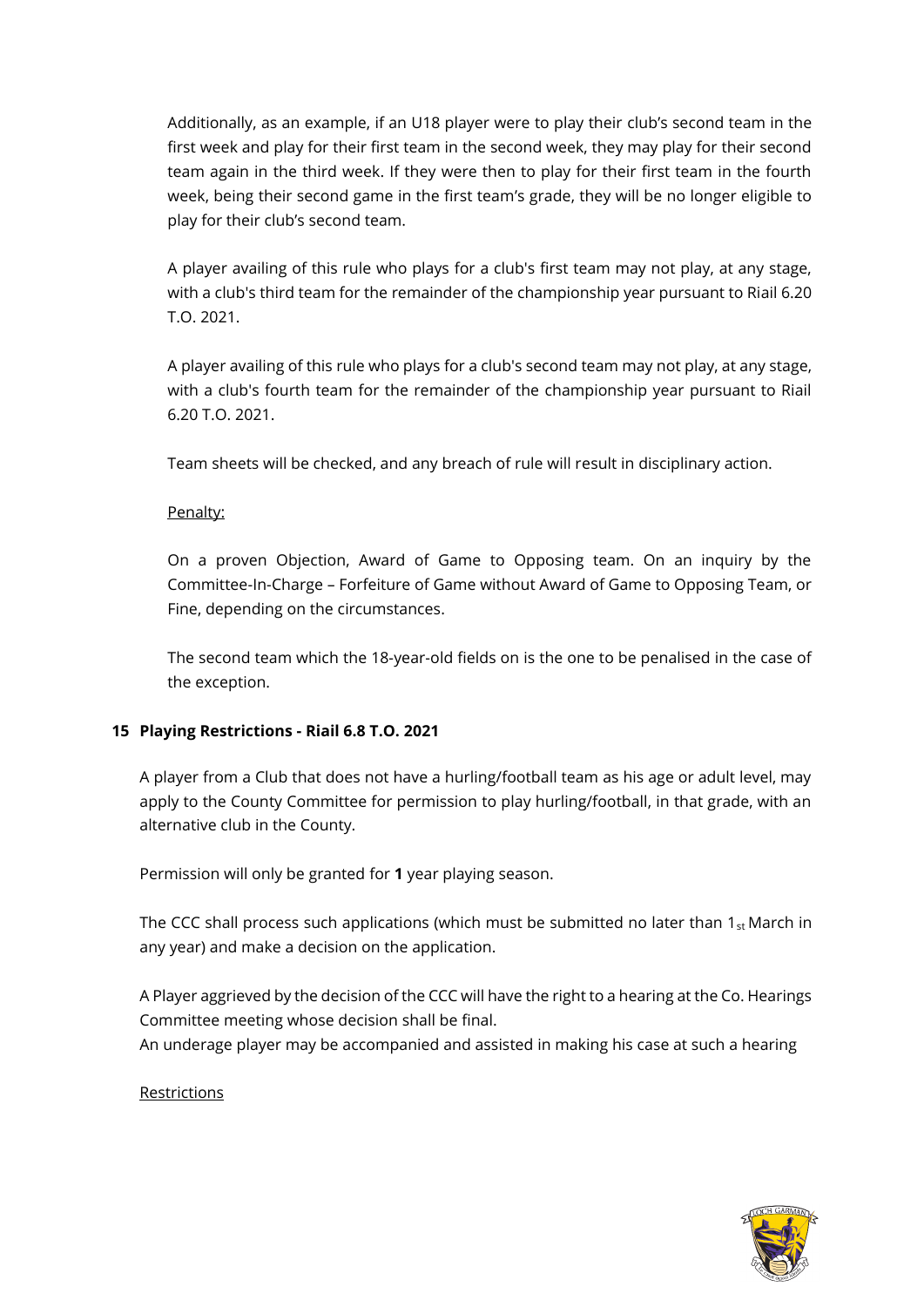Additionally, as an example, if an U18 player were to play their club's second team in the first week and play for their first team in the second week, they may play for their second team again in the third week. If they were then to play for their first team in the fourth week, being their second game in the first team's grade, they will be no longer eligible to play for their club's second team.

A player availing of this rule who plays for a club's first team may not play, at any stage, with a club's third team for the remainder of the championship year pursuant to Riail 6.20 T.O. 2021.

A player availing of this rule who plays for a club's second team may not play, at any stage, with a club's fourth team for the remainder of the championship year pursuant to Riail 6.20 T.O. 2021.

Team sheets will be checked, and any breach of rule will result in disciplinary action.

Penalty:

On a proven Objection, Award of Game to Opposing team. On an inquiry by the Committee-In-Charge – Forfeiture of Game without Award of Game to Opposing Team, or Fine, depending on the circumstances.

The second team which the 18-year-old fields on is the one to be penalised in the case of the exception.

## 15 Playing Restrictions - Riail 6.8 T.O. 2021

A player from a Club that does not have a hurling/football team as his age or adult level, may apply to the County Committee for permission to play hurling/football, in that grade, with an alternative club in the County.

Permission will only be granted for **1** year playing season.

The CCC shall process such applications (which must be submitted no later than 1st March in any year) and make a decision on the application.

A Player aggrieved by the decision of the CCC will have the right to a hearing at the Co. Hearings Committee meeting whose decision shall be final.
An underage player may be accompanied and assisted in making his case at such a hearing

Restrictions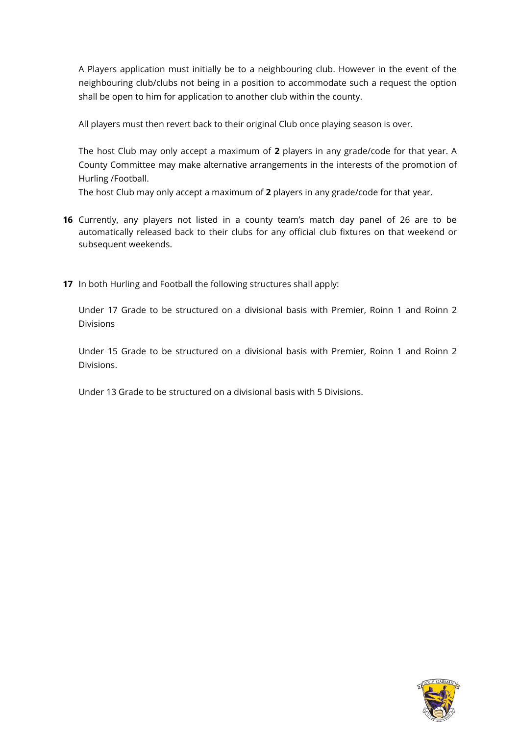A Players application must initially be to a neighbouring club. However in the event of the neighbouring club/clubs not being in a position to accommodate such a request the option shall be open to him for application to another club within the county.

All players must then revert back to their original Club once playing season is over.

The host Club may only accept a maximum of **2** players in any grade/code for that year. A County Committee may make alternative arrangements in the interests of the promotion of Hurling /Football.
The host Club may only accept a maximum of **2** players in any grade/code for that year.

**16** Currently, any players not listed in a county team's match day panel of 26 are to be automatically released back to their clubs for any official club fixtures on that weekend or subsequent weekends.

**17** In both Hurling and Football the following structures shall apply:

Under 17 Grade to be structured on a divisional basis with Premier, Roinn 1 and Roinn 2 Divisions

Under 15 Grade to be structured on a divisional basis with Premier, Roinn 1 and Roinn 2 Divisions.

Under 13 Grade to be structured on a divisional basis with 5 Divisions.